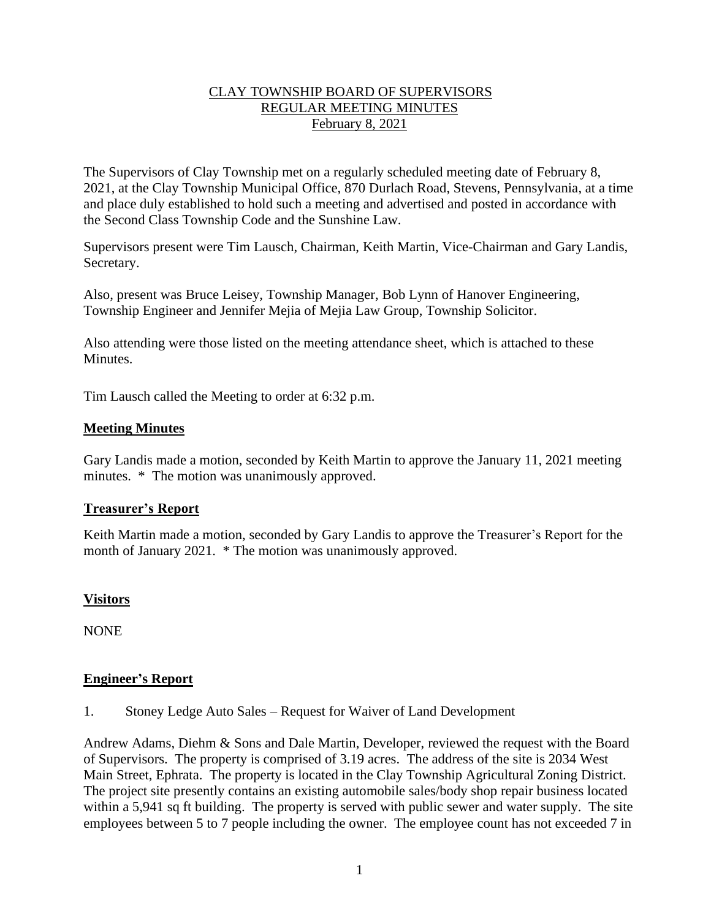# CLAY TOWNSHIP BOARD OF SUPERVISORS
## REGULAR MEETING MINUTES
### February 8, 2021

The Supervisors of Clay Township met on a regularly scheduled meeting date of February 8, 2021, at the Clay Township Municipal Office, 870 Durlach Road, Stevens, Pennsylvania, at a time and place duly established to hold such a meeting and advertised and posted in accordance with the Second Class Township Code and the Sunshine Law.

Supervisors present were Tim Lausch, Chairman, Keith Martin, Vice-Chairman and Gary Landis, Secretary.

Also, present was Bruce Leisey, Township Manager, Bob Lynn of Hanover Engineering, Township Engineer and Jennifer Mejia of Mejia Law Group, Township Solicitor.

Also attending were those listed on the meeting attendance sheet, which is attached to these Minutes.

Tim Lausch called the Meeting to order at 6:32 p.m.

**Meeting Minutes**

Gary Landis made a motion, seconded by Keith Martin to approve the January 11, 2021 meeting minutes. * The motion was unanimously approved.

**Treasurer's Report**

Keith Martin made a motion, seconded by Gary Landis to approve the Treasurer's Report for the month of January 2021. * The motion was unanimously approved.

**Visitors**

NONE

**Engineer's Report**

1. Stoney Ledge Auto Sales – Request for Waiver of Land Development

Andrew Adams, Diehm & Sons and Dale Martin, Developer, reviewed the request with the Board of Supervisors. The property is comprised of 3.19 acres. The address of the site is 2034 West Main Street, Ephrata. The property is located in the Clay Township Agricultural Zoning District. The project site presently contains an existing automobile sales/body shop repair business located within a 5,941 sq ft building. The property is served with public sewer and water supply. The site employees between 5 to 7 people including the owner. The employee count has not exceeded 7 in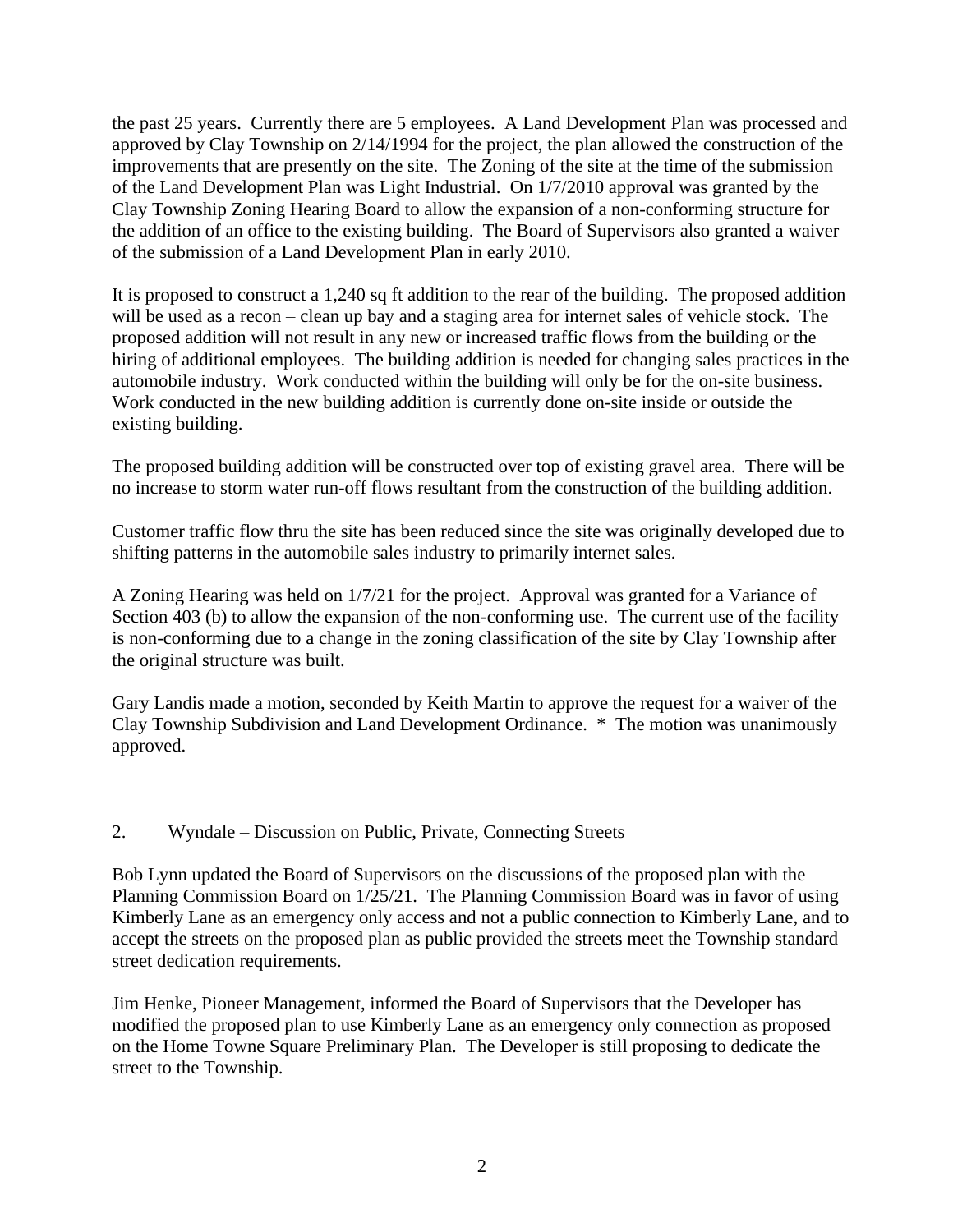the past 25 years. Currently there are 5 employees. A Land Development Plan was processed and approved by Clay Township on 2/14/1994 for the project, the plan allowed the construction of the improvements that are presently on the site. The Zoning of the site at the time of the submission of the Land Development Plan was Light Industrial. On 1/7/2010 approval was granted by the Clay Township Zoning Hearing Board to allow the expansion of a non-conforming structure for the addition of an office to the existing building. The Board of Supervisors also granted a waiver of the submission of a Land Development Plan in early 2010.

It is proposed to construct a 1,240 sq ft addition to the rear of the building. The proposed addition will be used as a recon – clean up bay and a staging area for internet sales of vehicle stock. The proposed addition will not result in any new or increased traffic flows from the building or the hiring of additional employees. The building addition is needed for changing sales practices in the automobile industry. Work conducted within the building will only be for the on-site business. Work conducted in the new building addition is currently done on-site inside or outside the existing building.

The proposed building addition will be constructed over top of existing gravel area. There will be no increase to storm water run-off flows resultant from the construction of the building addition.

Customer traffic flow thru the site has been reduced since the site was originally developed due to shifting patterns in the automobile sales industry to primarily internet sales.

A Zoning Hearing was held on 1/7/21 for the project. Approval was granted for a Variance of Section 403 (b) to allow the expansion of the non-conforming use. The current use of the facility is non-conforming due to a change in the zoning classification of the site by Clay Township after the original structure was built.

Gary Landis made a motion, seconded by Keith Martin to approve the request for a waiver of the Clay Township Subdivision and Land Development Ordinance. * The motion was unanimously approved.

2. Wyndale – Discussion on Public, Private, Connecting Streets

Bob Lynn updated the Board of Supervisors on the discussions of the proposed plan with the Planning Commission Board on 1/25/21. The Planning Commission Board was in favor of using Kimberly Lane as an emergency only access and not a public connection to Kimberly Lane, and to accept the streets on the proposed plan as public provided the streets meet the Township standard street dedication requirements.

Jim Henke, Pioneer Management, informed the Board of Supervisors that the Developer has modified the proposed plan to use Kimberly Lane as an emergency only connection as proposed on the Home Towne Square Preliminary Plan. The Developer is still proposing to dedicate the street to the Township.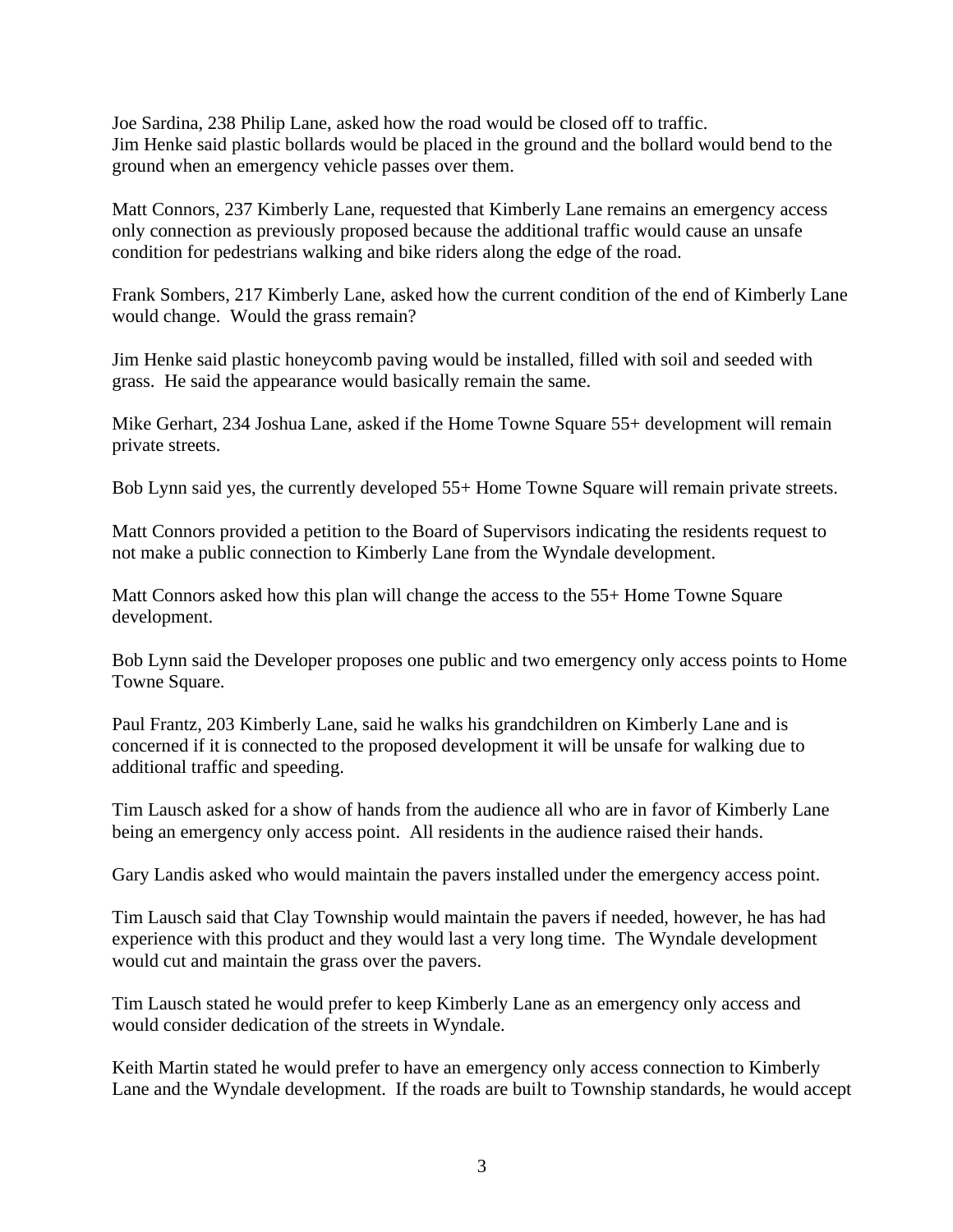Joe Sardina, 238 Philip Lane, asked how the road would be closed off to traffic.
Jim Henke said plastic bollards would be placed in the ground and the bollard would bend to the ground when an emergency vehicle passes over them.

Matt Connors, 237 Kimberly Lane, requested that Kimberly Lane remains an emergency access only connection as previously proposed because the additional traffic would cause an unsafe condition for pedestrians walking and bike riders along the edge of the road.

Frank Sombers, 217 Kimberly Lane, asked how the current condition of the end of Kimberly Lane would change. Would the grass remain?

Jim Henke said plastic honeycomb paving would be installed, filled with soil and seeded with grass. He said the appearance would basically remain the same.

Mike Gerhart, 234 Joshua Lane, asked if the Home Towne Square 55+ development will remain private streets.

Bob Lynn said yes, the currently developed 55+ Home Towne Square will remain private streets.

Matt Connors provided a petition to the Board of Supervisors indicating the residents request to not make a public connection to Kimberly Lane from the Wyndale development.

Matt Connors asked how this plan will change the access to the 55+ Home Towne Square development.

Bob Lynn said the Developer proposes one public and two emergency only access points to Home Towne Square.

Paul Frantz, 203 Kimberly Lane, said he walks his grandchildren on Kimberly Lane and is concerned if it is connected to the proposed development it will be unsafe for walking due to additional traffic and speeding.

Tim Lausch asked for a show of hands from the audience all who are in favor of Kimberly Lane being an emergency only access point. All residents in the audience raised their hands.

Gary Landis asked who would maintain the pavers installed under the emergency access point.

Tim Lausch said that Clay Township would maintain the pavers if needed, however, he has had experience with this product and they would last a very long time. The Wyndale development would cut and maintain the grass over the pavers.

Tim Lausch stated he would prefer to keep Kimberly Lane as an emergency only access and would consider dedication of the streets in Wyndale.

Keith Martin stated he would prefer to have an emergency only access connection to Kimberly Lane and the Wyndale development. If the roads are built to Township standards, he would accept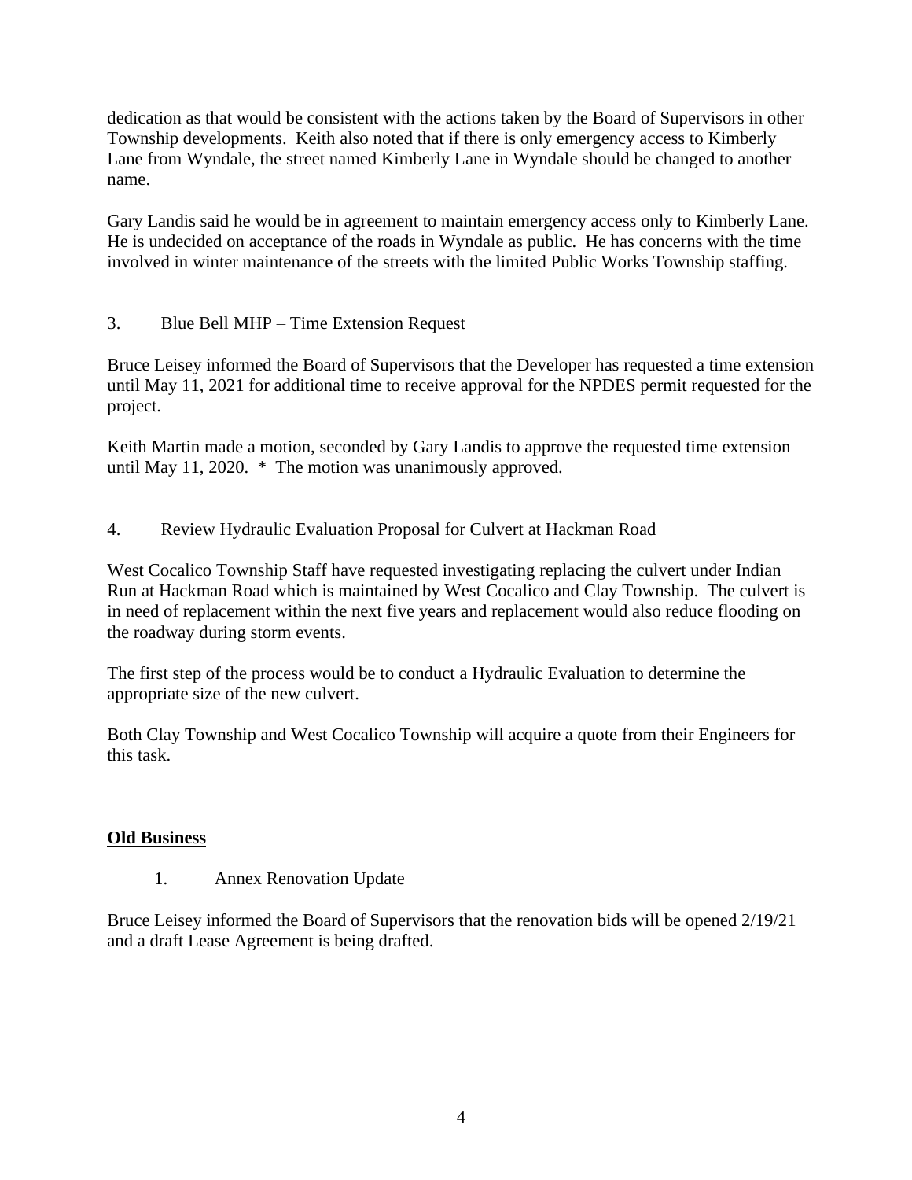dedication as that would be consistent with the actions taken by the Board of Supervisors in other Township developments. Keith also noted that if there is only emergency access to Kimberly Lane from Wyndale, the street named Kimberly Lane in Wyndale should be changed to another name.

Gary Landis said he would be in agreement to maintain emergency access only to Kimberly Lane. He is undecided on acceptance of the roads in Wyndale as public. He has concerns with the time involved in winter maintenance of the streets with the limited Public Works Township staffing.

3. Blue Bell MHP – Time Extension Request

Bruce Leisey informed the Board of Supervisors that the Developer has requested a time extension until May 11, 2021 for additional time to receive approval for the NPDES permit requested for the project.

Keith Martin made a motion, seconded by Gary Landis to approve the requested time extension until May 11, 2020. * The motion was unanimously approved.

4. Review Hydraulic Evaluation Proposal for Culvert at Hackman Road

West Cocalico Township Staff have requested investigating replacing the culvert under Indian Run at Hackman Road which is maintained by West Cocalico and Clay Township. The culvert is in need of replacement within the next five years and replacement would also reduce flooding on the roadway during storm events.

The first step of the process would be to conduct a Hydraulic Evaluation to determine the appropriate size of the new culvert.

Both Clay Township and West Cocalico Township will acquire a quote from their Engineers for this task.

**Old Business**

1. Annex Renovation Update

Bruce Leisey informed the Board of Supervisors that the renovation bids will be opened 2/19/21 and a draft Lease Agreement is being drafted.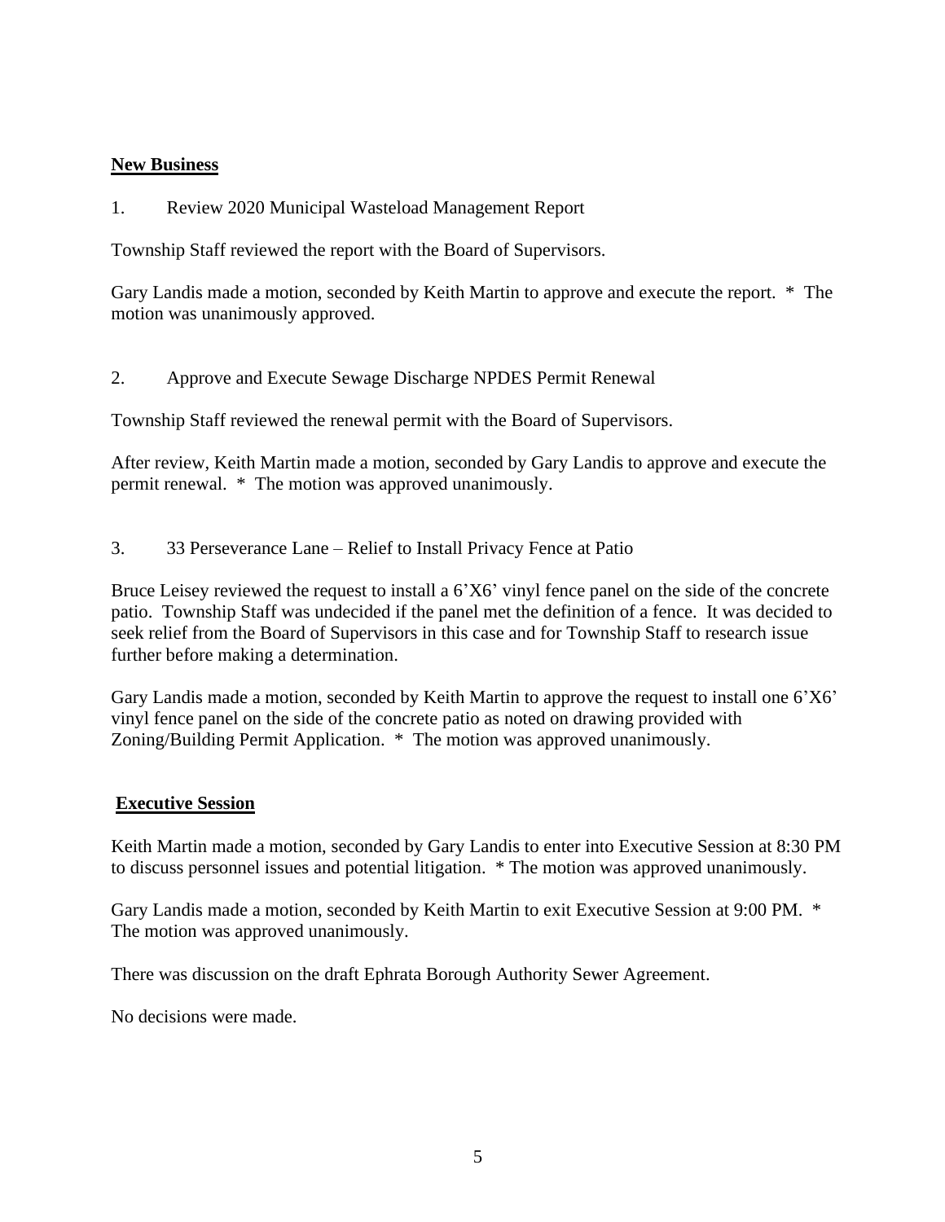## New Business

1. Review 2020 Municipal Wasteload Management Report

Township Staff reviewed the report with the Board of Supervisors.

Gary Landis made a motion, seconded by Keith Martin to approve and execute the report. * The motion was unanimously approved.

2. Approve and Execute Sewage Discharge NPDES Permit Renewal

Township Staff reviewed the renewal permit with the Board of Supervisors.

After review, Keith Martin made a motion, seconded by Gary Landis to approve and execute the permit renewal. * The motion was approved unanimously.

3. 33 Perseverance Lane – Relief to Install Privacy Fence at Patio

Bruce Leisey reviewed the request to install a 6'X6' vinyl fence panel on the side of the concrete patio. Township Staff was undecided if the panel met the definition of a fence. It was decided to seek relief from the Board of Supervisors in this case and for Township Staff to research issue further before making a determination.

Gary Landis made a motion, seconded by Keith Martin to approve the request to install one 6'X6' vinyl fence panel on the side of the concrete patio as noted on drawing provided with Zoning/Building Permit Application. * The motion was approved unanimously.

## Executive Session

Keith Martin made a motion, seconded by Gary Landis to enter into Executive Session at 8:30 PM to discuss personnel issues and potential litigation. * The motion was approved unanimously.

Gary Landis made a motion, seconded by Keith Martin to exit Executive Session at 9:00 PM. * The motion was approved unanimously.

There was discussion on the draft Ephrata Borough Authority Sewer Agreement.

No decisions were made.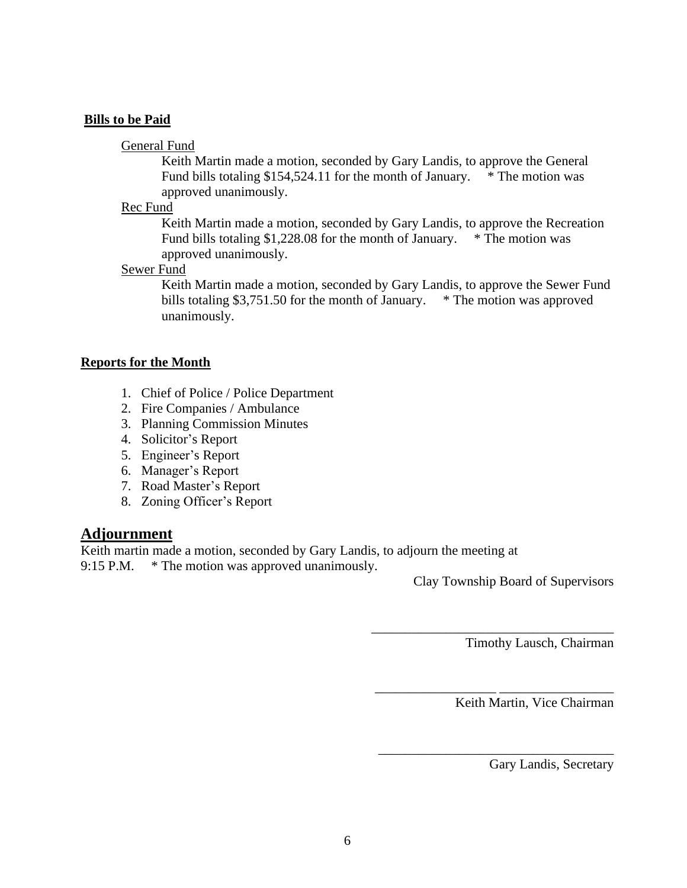**Bills to be Paid**

General Fund

Keith Martin made a motion, seconded by Gary Landis, to approve the General Fund bills totaling $154,524.11 for the month of January. * The motion was approved unanimously.

Rec Fund

Keith Martin made a motion, seconded by Gary Landis, to approve the Recreation Fund bills totaling $1,228.08 for the month of January. * The motion was approved unanimously.

Sewer Fund

Keith Martin made a motion, seconded by Gary Landis, to approve the Sewer Fund bills totaling $3,751.50 for the month of January. * The motion was approved unanimously.

**Reports for the Month**

1. Chief of Police / Police Department
2. Fire Companies / Ambulance
3. Planning Commission Minutes
4. Solicitor's Report
5. Engineer's Report
6. Manager's Report
7. Road Master's Report
8. Zoning Officer's Report

## Adjournment

Keith martin made a motion, seconded by Gary Landis, to adjourn the meeting at 9:15 P.M. * The motion was approved unanimously.

Clay Township Board of Supervisors

_____________________________________
Timothy Lausch, Chairman

_____________________________________
Keith Martin, Vice Chairman

_____________________________________
Gary Landis, Secretary